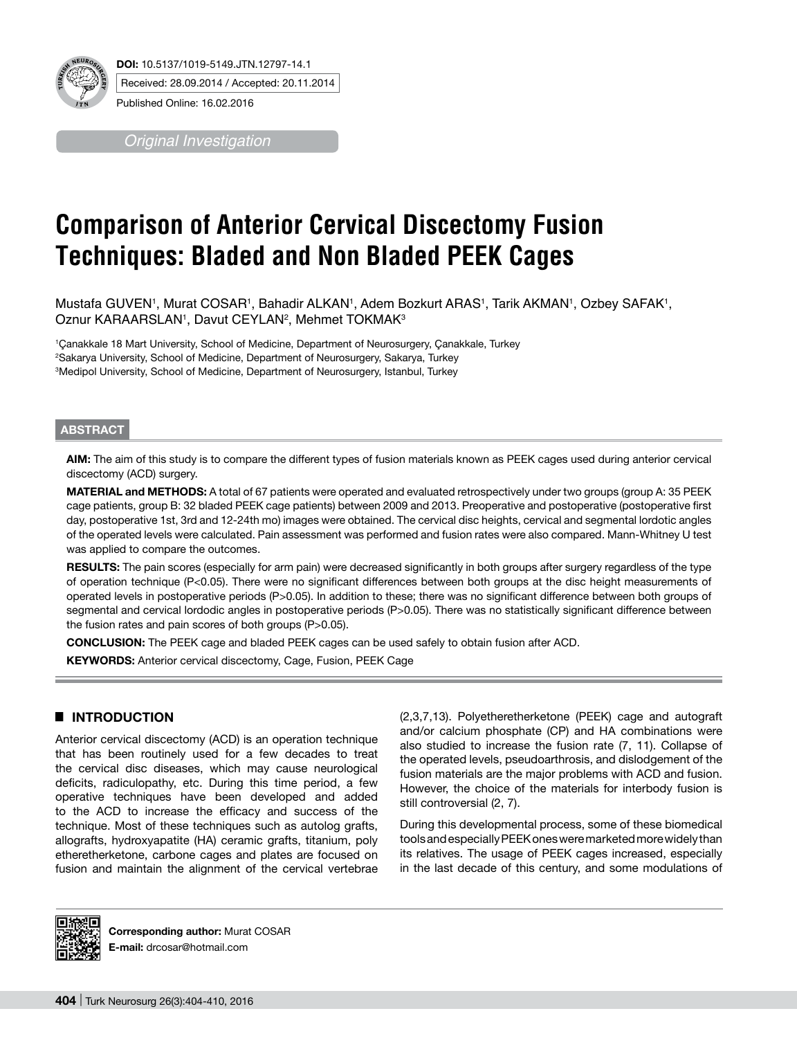**DOI:** 10.5137/1019-5149.JTN.12797-14.1

Received: 28.09.2014 / Accepted: 20.11.2014

Published Online: 16.02.2016

*Original Investigation*

# Comparison of Anterior Cervical Discectomy Fusion Techniques: Bladed and Non Bladed PEEK Cages

Mustafa GUVEN[1], Murat COSAR[1], Bahadir ALKAN[1], Adem Bozkurt ARAS[1], Tarik AKMAN[1], Ozbey SAFAK[1], Oznur KARAARSLAN[1], Davut CEYLAN[2], Mehmet TOKMAK[3]

[1]Çanakkale 18 Mart University, School of Medicine, Department of Neurosurgery, Çanakkale, Turkey
[2]Sakarya University, School of Medicine, Department of Neurosurgery, Sakarya, Turkey
[3]Medipol University, School of Medicine, Department of Neurosurgery, Istanbul, Turkey

## ABSTRACT

**AIM:** The aim of this study is to compare the different types of fusion materials known as PEEK cages used during anterior cervical discectomy (ACD) surgery.

**MATERIAL and METHODS:** A total of 67 patients were operated and evaluated retrospectively under two groups (group A: 35 PEEK cage patients, group B: 32 bladed PEEK cage patients) between 2009 and 2013. Preoperative and postoperative (postoperative first day, postoperative 1st, 3rd and 12-24th mo) images were obtained. The cervical disc heights, cervical and segmental lordotic angles of the operated levels were calculated. Pain assessment was performed and fusion rates were also compared. Mann-Whitney U test was applied to compare the outcomes.

**RESULTS:** The pain scores (especially for arm pain) were decreased significantly in both groups after surgery regardless of the type of operation technique ($P<0.05$). There were no significant differences between both groups at the disc height measurements of operated levels in postoperative periods ($P>0.05$). In addition to these; there was no significant difference between both groups of segmental and cervical lordodic angles in postoperative periods ($P>0.05$). There was no statistically significant difference between the fusion rates and pain scores of both groups ($P>0.05$).

**CONCLUSION:** The PEEK cage and bladed PEEK cages can be used safely to obtain fusion after ACD.

**KEYWORDS:** Anterior cervical discectomy, Cage, Fusion, PEEK Cage

## INTRODUCTION

Anterior cervical discectomy (ACD) is an operation technique that has been routinely used for a few decades to treat the cervical disc diseases, which may cause neurological deficits, radiculopathy, etc. During this time period, a few operative techniques have been developed and added to the ACD to increase the efficacy and success of the technique. Most of these techniques such as autolog grafts, allografts, hydroxyapatite (HA) ceramic grafts, titanium, poly etheretherketone, carbone cages and plates are focused on fusion and maintain the alignment of the cervical vertebrae (2,3,7,13). Polyetheretherketone (PEEK) cage and autograft and/or calcium phosphate (CP) and HA combinations were also studied to increase the fusion rate (7, 11). Collapse of the operated levels, pseudoarthrosis, and dislodgement of the fusion materials are the major problems with ACD and fusion. However, the choice of the materials for interbody fusion is still controversial (2, 7).

During this developmental process, some of these biomedical tools and especially PEEK ones were marketed more widely than its relatives. The usage of PEEK cages increased, especially in the last decade of this century, and some modulations of

**Corresponding author:** Murat COSAR
**E-mail:** drcosar@hotmail.com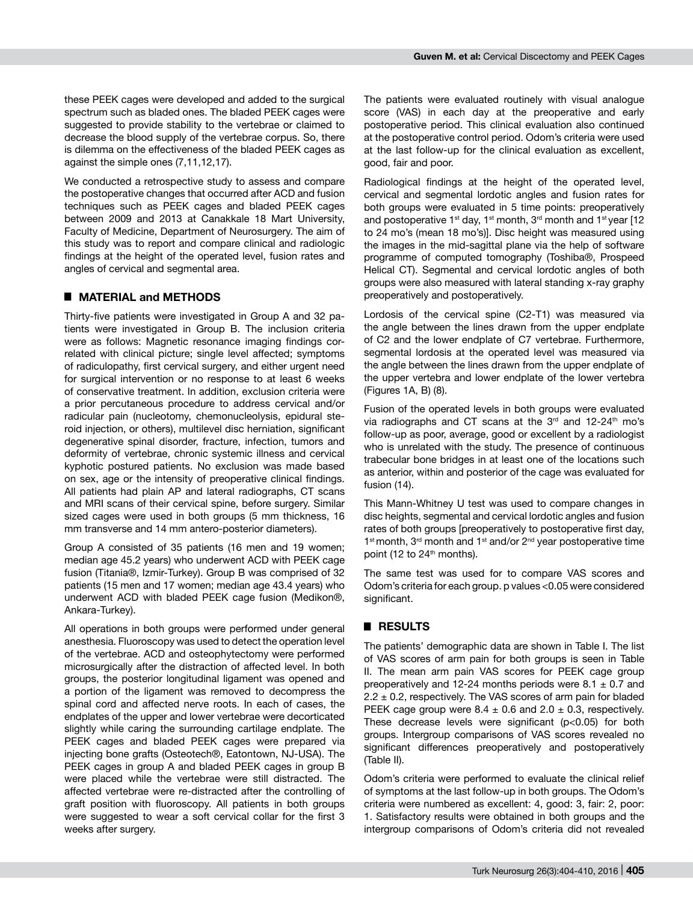these PEEK cages were developed and added to the surgical spectrum such as bladed ones. The bladed PEEK cages were suggested to provide stability to the vertebrae or claimed to decrease the blood supply of the vertebrae corpus. So, there is dilemma on the effectiveness of the bladed PEEK cages as against the simple ones (7,11,12,17).

We conducted a retrospective study to assess and compare the postoperative changes that occurred after ACD and fusion techniques such as PEEK cages and bladed PEEK cages between 2009 and 2013 at Canakkale 18 Mart University, Faculty of Medicine, Department of Neurosurgery. The aim of this study was to report and compare clinical and radiologic findings at the height of the operated level, fusion rates and angles of cervical and segmental area.

## MATERIAL and METHODS

Thirty-five patients were investigated in Group A and 32 patients were investigated in Group B. The inclusion criteria were as follows: Magnetic resonance imaging findings correlated with clinical picture; single level affected; symptoms of radiculopathy, first cervical surgery, and either urgent need for surgical intervention or no response to at least 6 weeks of conservative treatment. In addition, exclusion criteria were a prior percutaneous procedure to address cervical and/or radicular pain (nucleotomy, chemonucleolysis, epidural steroid injection, or others), multilevel disc herniation, significant degenerative spinal disorder, fracture, infection, tumors and deformity of vertebrae, chronic systemic illness and cervical kyphotic postured patients. No exclusion was made based on sex, age or the intensity of preoperative clinical findings. All patients had plain AP and lateral radiographs, CT scans and MRI scans of their cervical spine, before surgery. Similar sized cages were used in both groups (5 mm thickness, 16 mm transverse and 14 mm antero-posterior diameters).

Group A consisted of 35 patients (16 men and 19 women; median age 45.2 years) who underwent ACD with PEEK cage fusion (Titania®, Izmir-Turkey). Group B was comprised of 32 patients (15 men and 17 women; median age 43.4 years) who underwent ACD with bladed PEEK cage fusion (Medikon®, Ankara-Turkey).

All operations in both groups were performed under general anesthesia. Fluoroscopy was used to detect the operation level of the vertebrae. ACD and osteophytectomy were performed microsurgically after the distraction of affected level. In both groups, the posterior longitudinal ligament was opened and a portion of the ligament was removed to decompress the spinal cord and affected nerve roots. In each of cases, the endplates of the upper and lower vertebrae were decorticated slightly while caring the surrounding cartilage endplate. The PEEK cages and bladed PEEK cages were prepared via injecting bone grafts (Osteotech®, Eatontown, NJ-USA). The PEEK cages in group A and bladed PEEK cages in group B were placed while the vertebrae were still distracted. The affected vertebrae were re-distracted after the controlling of graft position with fluoroscopy. All patients in both groups were suggested to wear a soft cervical collar for the first 3 weeks after surgery.

The patients were evaluated routinely with visual analogue score (VAS) in each day at the preoperative and early postoperative period. This clinical evaluation also continued at the postoperative control period. Odom's criteria were used at the last follow-up for the clinical evaluation as excellent, good, fair and poor.

Radiological findings at the height of the operated level, cervical and segmental lordotic angles and fusion rates for both groups were evaluated in 5 time points: preoperatively and postoperative 1st day, 1st month, 3rd month and 1st year [12 to 24 mo's (mean 18 mo's)]. Disc height was measured using the images in the mid-sagittal plane via the help of software programme of computed tomography (Toshiba®, Prospeed Helical CT). Segmental and cervical lordotic angles of both groups were also measured with lateral standing x-ray graphy preoperatively and postoperatively.

Lordosis of the cervical spine (C2-T1) was measured via the angle between the lines drawn from the upper endplate of C2 and the lower endplate of C7 vertebrae. Furthermore, segmental lordosis at the operated level was measured via the angle between the lines drawn from the upper endplate of the upper vertebra and lower endplate of the lower vertebra (Figures 1A, B) (8).

Fusion of the operated levels in both groups were evaluated via radiographs and CT scans at the 3rd and 12-24th mo's follow-up as poor, average, good or excellent by a radiologist who is unrelated with the study. The presence of continuous trabecular bone bridges in at least one of the locations such as anterior, within and posterior of the cage was evaluated for fusion (14).

This Mann-Whitney U test was used to compare changes in disc heights, segmental and cervical lordotic angles and fusion rates of both groups [preoperatively to postoperative first day, 1st month, 3rd month and 1st and/or 2nd year postoperative time point (12 to 24th months).

The same test was used for to compare VAS scores and Odom's criteria for each group. p values <0.05 were considered significant.

## RESULTS

The patients' demographic data are shown in Table I. The list of VAS scores of arm pain for both groups is seen in Table II. The mean arm pain VAS scores for PEEK cage group preoperatively and 12-24 months periods were $8.1 \pm 0.7$ and $2.2 \pm 0.2$, respectively. The VAS scores of arm pain for bladed PEEK cage group were $8.4 \pm 0.6$ and $2.0 \pm 0.3$, respectively. These decrease levels were significant ($p<0.05$) for both groups. Intergroup comparisons of VAS scores revealed no significant differences preoperatively and postoperatively (Table II).

Odom's criteria were performed to evaluate the clinical relief of symptoms at the last follow-up in both groups. The Odom's criteria were numbered as excellent: 4, good: 3, fair: 2, poor: 1. Satisfactory results were obtained in both groups and the intergroup comparisons of Odom's criteria did not revealed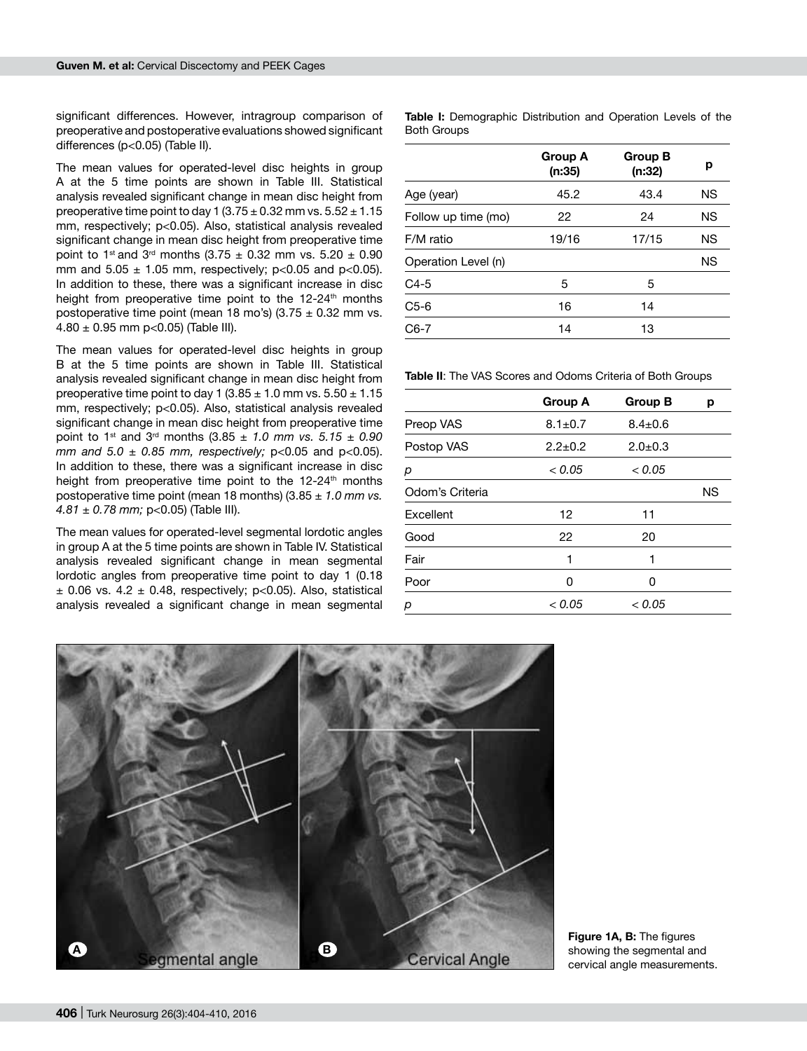significant differences. However, intragroup comparison of preoperative and postoperative evaluations showed significant differences ($p<0.05$) (Table II).

The mean values for operated-level disc heights in group A at the 5 time points are shown in Table III. Statistical analysis revealed significant change in mean disc height from preoperative time point to day 1 (3.75 ± 0.32 mm vs. 5.52 ± 1.15 mm, respectively; $p<0.05$). Also, statistical analysis revealed significant change in mean disc height from preoperative time point to 1st and 3rd months (3.75 ± 0.32 mm vs. 5.20 ± 0.90 mm and 5.05 ± 1.05 mm, respectively; $p<0.05$ and $p<0.05$). In addition to these, there was a significant increase in disc height from preoperative time point to the 12-24th months postoperative time point (mean 18 mo's) (3.75 ± 0.32 mm vs. 4.80 ± 0.95 mm $p<0.05$) (Table III).

The mean values for operated-level disc heights in group B at the 5 time points are shown in Table III. Statistical analysis revealed significant change in mean disc height from preoperative time point to day 1 (3.85 ± 1.0 mm vs. 5.50 ± 1.15 mm, respectively; $p<0.05$). Also, statistical analysis revealed significant change in mean disc height from preoperative time point to 1st and 3rd months (3.85 ± *1.0 mm vs. 5.15 ± 0.90 mm and 5.0 ± 0.85 mm, respectively;* $p<0.05$ and $p<0.05$). In addition to these, there was a significant increase in disc height from preoperative time point to the 12-24th months postoperative time point (mean 18 months) (3.85 ± *1.0 mm vs. 4.81 ± 0.78 mm;* $p<0.05$) (Table III).

The mean values for operated-level segmental lordotic angles in group A at the 5 time points are shown in Table IV. Statistical analysis revealed significant change in mean segmental lordotic angles from preoperative time point to day 1 (0.18 ± 0.06 vs. 4.2 ± 0.48, respectively; $p<0.05$). Also, statistical analysis revealed a significant change in mean segmental

**Table I:** Demographic Distribution and Operation Levels of the Both Groups

| | Group A (n:35) | Group B (n:32) | p |
|---|---|---|---|
| Age (year) | 45.2 | 43.4 | NS |
| Follow up time (mo) | 22 | 24 | NS |
| F/M ratio | 19/16 | 17/15 | NS |
| Operation Level (n) | | | NS |
| C4-5 | 5 | 5 | |
| C5-6 | 16 | 14 | |
| C6-7 | 14 | 13 | |

**Table II**: The VAS Scores and Odoms Criteria of Both Groups

| | Group A | Group B | p |
|---|---|---|---|
| Preop VAS | 8.1±0.7 | 8.4±0.6 | |
| Postop VAS | 2.2±0.2 | 2.0±0.3 | |
| *p* | *< 0.05* | *< 0.05* | |
| Odom's Criteria | | | NS |
| Excellent | 12 | 11 | |
| Good | 22 | 20 | |
| Fair | 1 | 1 | |
| Poor | 0 | 0 | |
| *p* | *< 0.05* | *< 0.05* | |

**Figure 1A, B:** The figures showing the segmental and cervical angle measurements.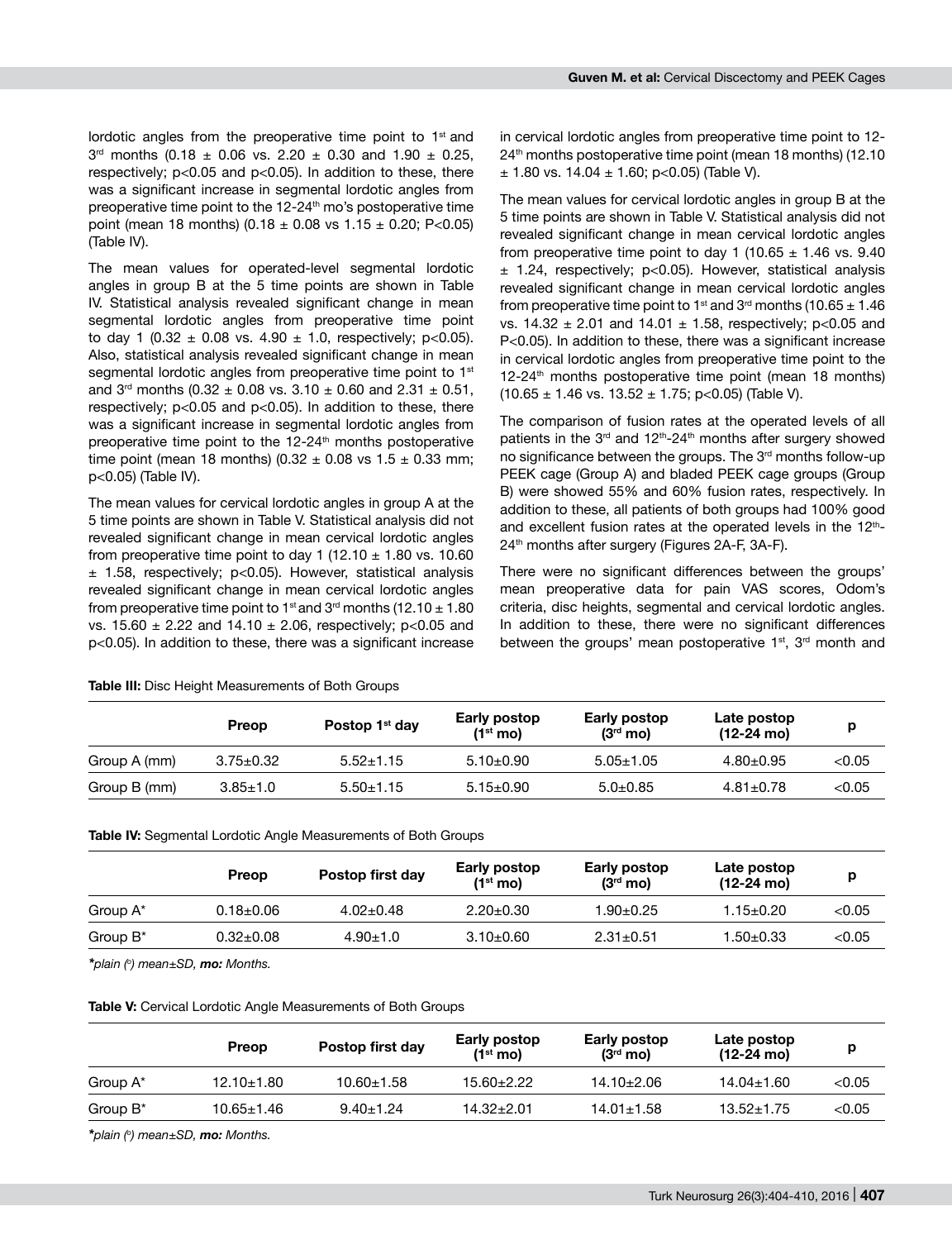lordotic angles from the preoperative time point to 1st and 3rd months (0.18 ± 0.06 vs. 2.20 ± 0.30 and 1.90 ± 0.25, respectively; $p<0.05$ and $p<0.05$). In addition to these, there was a significant increase in segmental lordotic angles from preoperative time point to the 12-24th mo's postoperative time point (mean 18 months) (0.18 ± 0.08 vs 1.15 ± 0.20; $P<0.05$) (Table IV).

The mean values for operated-level segmental lordotic angles in group B at the 5 time points are shown in Table IV. Statistical analysis revealed significant change in mean segmental lordotic angles from preoperative time point to day 1 (0.32 ± 0.08 vs. 4.90 ± 1.0, respectively; $p<0.05$). Also, statistical analysis revealed significant change in mean segmental lordotic angles from preoperative time point to 1st and 3rd months (0.32 ± 0.08 vs. 3.10 ± 0.60 and 2.31 ± 0.51, respectively; $p<0.05$ and $p<0.05$). In addition to these, there was a significant increase in segmental lordotic angles from preoperative time point to the 12-24th months postoperative time point (mean 18 months) (0.32 ± 0.08 vs 1.5 ± 0.33 mm; $p<0.05$) (Table IV).

The mean values for cervical lordotic angles in group A at the 5 time points are shown in Table V. Statistical analysis did not revealed significant change in mean cervical lordotic angles from preoperative time point to day 1 (12.10 ± 1.80 vs. 10.60 ± 1.58, respectively; $p<0.05$). However, statistical analysis revealed significant change in mean cervical lordotic angles from preoperative time point to 1st and 3rd months (12.10 ± 1.80 vs. 15.60 ± 2.22 and 14.10 ± 2.06, respectively; $p<0.05$ and $p<0.05$). In addition to these, there was a significant increase in cervical lordotic angles from preoperative time point to 12-24th months postoperative time point (mean 18 months) (12.10 ± 1.80 vs. 14.04 ± 1.60; $p<0.05$) (Table V).

The mean values for cervical lordotic angles in group B at the 5 time points are shown in Table V. Statistical analysis did not revealed significant change in mean cervical lordotic angles from preoperative time point to day 1 (10.65 ± 1.46 vs. 9.40 ± 1.24, respectively; $p<0.05$). However, statistical analysis revealed significant change in mean cervical lordotic angles from preoperative time point to 1st and 3rd months (10.65 ± 1.46 vs. 14.32 ± 2.01 and 14.01 ± 1.58, respectively; $p<0.05$ and $P<0.05$). In addition to these, there was a significant increase in cervical lordotic angles from preoperative time point to the 12-24th months postoperative time point (mean 18 months) (10.65 ± 1.46 vs. 13.52 ± 1.75; $p<0.05$) (Table V).

The comparison of fusion rates at the operated levels of all patients in the 3rd and 12th-24th months after surgery showed no significance between the groups. The 3rd months follow-up PEEK cage (Group A) and bladed PEEK cage groups (Group B) were showed 55% and 60% fusion rates, respectively. In addition to these, all patients of both groups had 100% good and excellent fusion rates at the operated levels in the 12th-24th months after surgery (Figures 2A-F, 3A-F).

There were no significant differences between the groups' mean preoperative data for pain VAS scores, Odom's criteria, disc heights, segmental and cervical lordotic angles. In addition to these, there were no significant differences between the groups' mean postoperative 1st, 3rd month and

**Table III:** Disc Height Measurements of Both Groups

| | Preop | Postop 1st day | Early postop (1st mo) | Early postop (3rd mo) | Late postop (12-24 mo) | p |
|---|---|---|---|---|---|---|
| Group A (mm) | 3.75±0.32 | 5.52±1.15 | 5.10±0.90 | 5.05±1.05 | 4.80±0.95 | <0.05 |
| Group B (mm) | 3.85±1.0 | 5.50±1.15 | 5.15±0.90 | 5.0±0.85 | 4.81±0.78 | <0.05 |

**Table IV:** Segmental Lordotic Angle Measurements of Both Groups

| | Preop | Postop first day | Early postop (1st mo) | Early postop (3rd mo) | Late postop (12-24 mo) | p |
|---|---|---|---|---|---|---|
| Group A* | 0.18±0.06 | 4.02±0.48 | 2.20±0.30 | 1.90±0.25 | 1.15±0.20 | <0.05 |
| Group B* | 0.32±0.08 | 4.90±1.0 | 3.10±0.60 | 2.31±0.51 | 1.50±0.33 | <0.05 |

****plain (°) mean±SD, mo:** *Months.*

**Table V:** Cervical Lordotic Angle Measurements of Both Groups

| | Preop | Postop first day | Early postop (1st mo) | Early postop (3rd mo) | Late postop (12-24 mo) | p |
|---|---|---|---|---|---|---|
| Group A* | 12.10±1.80 | 10.60±1.58 | 15.60±2.22 | 14.10±2.06 | 14.04±1.60 | <0.05 |
| Group B* | 10.65±1.46 | 9.40±1.24 | 14.32±2.01 | 14.01±1.58 | 13.52±1.75 | <0.05 |

****plain (°) mean±SD, mo:** *Months.*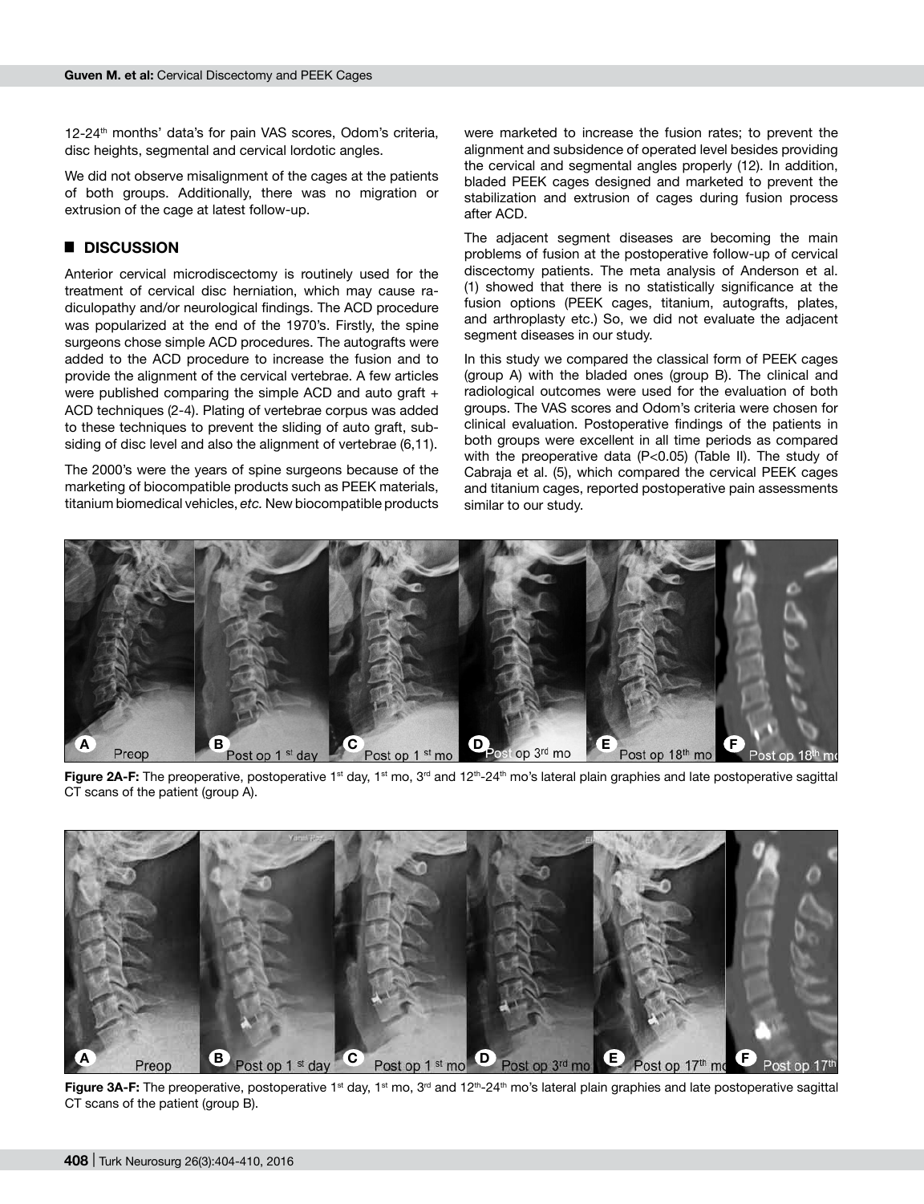12-24th months' data's for pain VAS scores, Odom's criteria, disc heights, segmental and cervical lordotic angles.

We did not observe misalignment of the cages at the patients of both groups. Additionally, there was no migration or extrusion of the cage at latest follow-up.

## DISCUSSION

Anterior cervical microdiscectomy is routinely used for the treatment of cervical disc herniation, which may cause radiculopathy and/or neurological findings. The ACD procedure was popularized at the end of the 1970's. Firstly, the spine surgeons chose simple ACD procedures. The autografts were added to the ACD procedure to increase the fusion and to provide the alignment of the cervical vertebrae. A few articles were published comparing the simple ACD and auto graft + ACD techniques (2-4). Plating of vertebrae corpus was added to these techniques to prevent the sliding of auto graft, subsiding of disc level and also the alignment of vertebrae (6,11).

The 2000's were the years of spine surgeons because of the marketing of biocompatible products such as PEEK materials, titanium biomedical vehicles, *etc.* New biocompatible products were marketed to increase the fusion rates; to prevent the alignment and subsidence of operated level besides providing the cervical and segmental angles properly (12). In addition, bladed PEEK cages designed and marketed to prevent the stabilization and extrusion of cages during fusion process after ACD.

The adjacent segment diseases are becoming the main problems of fusion at the postoperative follow-up of cervical discectomy patients. The meta analysis of Anderson et al. (1) showed that there is no statistically significance at the fusion options (PEEK cages, titanium, autografts, plates, and arthroplasty etc.) So, we did not evaluate the adjacent segment diseases in our study.

In this study we compared the classical form of PEEK cages (group A) with the bladed ones (group B). The clinical and radiological outcomes were used for the evaluation of both groups. The VAS scores and Odom's criteria were chosen for clinical evaluation. Postoperative findings of the patients in both groups were excellent in all time periods as compared with the preoperative data ($P<0.05$) (Table II). The study of Cabraja et al. (5), which compared the cervical PEEK cages and titanium cages, reported postoperative pain assessments similar to our study.

A Preop | B Post op 1st day | C Post op 1st mo | D Post op 3rd mo | E Post op 18th mo | F Post op 18th mo

**Figure 2A-F:** The preoperative, postoperative 1st day, 1st mo, 3rd and 12th-24th mo's lateral plain graphies and late postoperative sagittal CT scans of the patient (group A).

A Preop | B Post op 1st day | C Post op 1st mo | D Post op 3rd mo | E Post op 17th mo | F Post op 17th

**Figure 3A-F:** The preoperative, postoperative 1st day, 1st mo, 3rd and 12th-24th mo's lateral plain graphies and late postoperative sagittal CT scans of the patient (group B).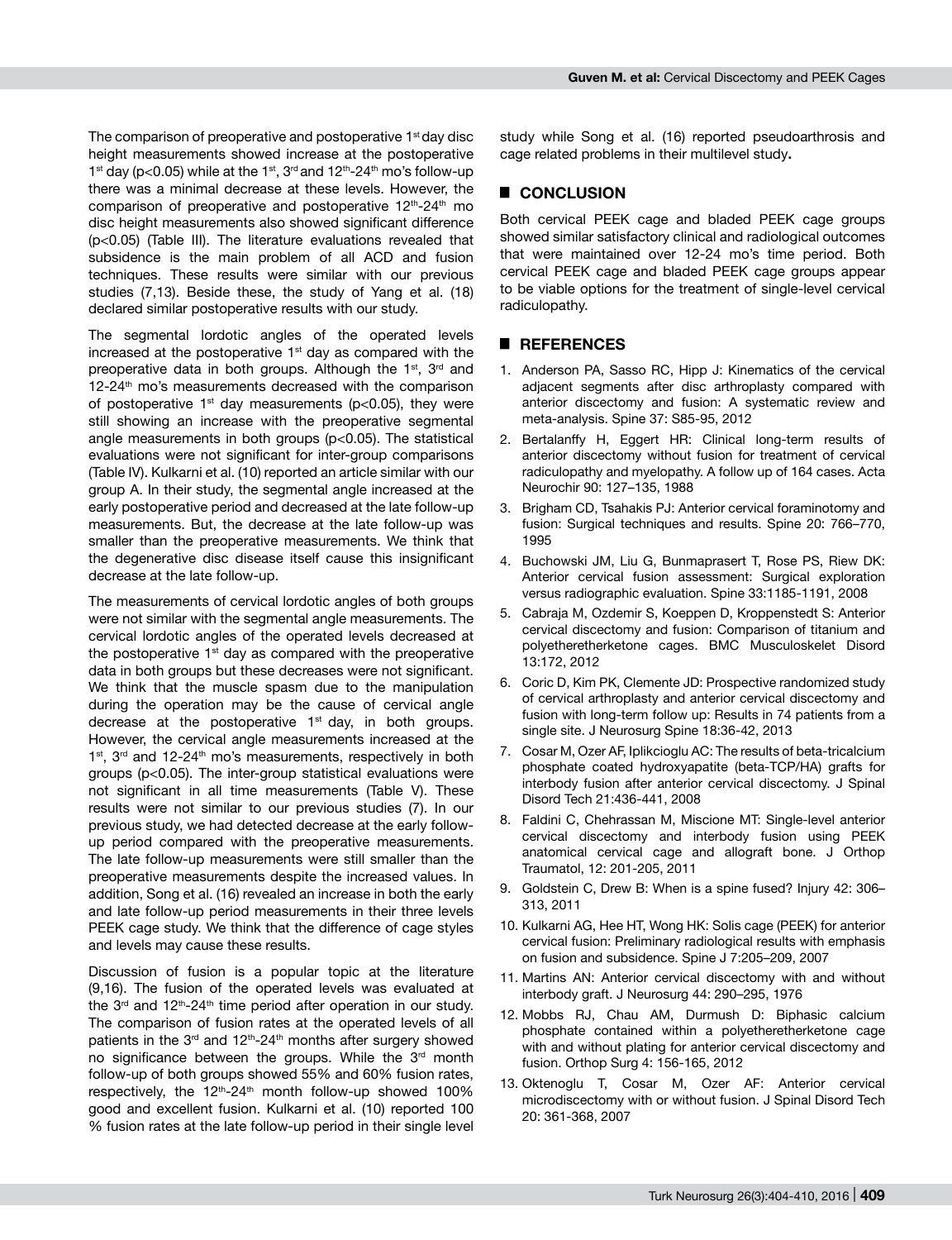The comparison of preoperative and postoperative 1st day disc height measurements showed increase at the postoperative 1st day ($p<0.05$) while at the 1st, 3rd and 12th-24th mo's follow-up there was a minimal decrease at these levels. However, the comparison of preoperative and postoperative 12th-24th mo disc height measurements also showed significant difference ($p<0.05$) (Table III). The literature evaluations revealed that subsidence is the main problem of all ACD and fusion techniques. These results were similar with our previous studies (7,13). Beside these, the study of Yang et al. (18) declared similar postoperative results with our study.

The segmental lordotic angles of the operated levels increased at the postoperative 1st day as compared with the preoperative data in both groups. Although the 1st, 3rd and 12-24th mo's measurements decreased with the comparison of postoperative 1st day measurements ($p<0.05$), they were still showing an increase with the preoperative segmental angle measurements in both groups ($p<0.05$). The statistical evaluations were not significant for inter-group comparisons (Table IV). Kulkarni et al. (10) reported an article similar with our group A. In their study, the segmental angle increased at the early postoperative period and decreased at the late follow-up measurements. But, the decrease at the late follow-up was smaller than the preoperative measurements. We think that the degenerative disc disease itself cause this insignificant decrease at the late follow-up.

The measurements of cervical lordotic angles of both groups were not similar with the segmental angle measurements. The cervical lordotic angles of the operated levels decreased at the postoperative 1st day as compared with the preoperative data in both groups but these decreases were not significant. We think that the muscle spasm due to the manipulation during the operation may be the cause of cervical angle decrease at the postoperative 1st day, in both groups. However, the cervical angle measurements increased at the 1st, 3rd and 12-24th mo's measurements, respectively in both groups ($p<0.05$). The inter-group statistical evaluations were not significant in all time measurements (Table V). These results were not similar to our previous studies (7). In our previous study, we had detected decrease at the early follow-up period compared with the preoperative measurements. The late follow-up measurements were still smaller than the preoperative measurements despite the increased values. In addition, Song et al. (16) revealed an increase in both the early and late follow-up period measurements in their three levels PEEK cage study. We think that the difference of cage styles and levels may cause these results.

Discussion of fusion is a popular topic at the literature (9,16). The fusion of the operated levels was evaluated at the 3rd and 12th-24th time period after operation in our study. The comparison of fusion rates at the operated levels of all patients in the 3rd and 12th-24th months after surgery showed no significance between the groups. While the 3rd month follow-up of both groups showed 55% and 60% fusion rates, respectively, the 12th-24th month follow-up showed 100% good and excellent fusion. Kulkarni et al. (10) reported 100 % fusion rates at the late follow-up period in their single level study while Song et al. (16) reported pseudoarthrosis and cage related problems in their multilevel study**.**

## ■ CONCLUSION

Both cervical PEEK cage and bladed PEEK cage groups showed similar satisfactory clinical and radiological outcomes that were maintained over 12-24 mo's time period. Both cervical PEEK cage and bladed PEEK cage groups appear to be viable options for the treatment of single-level cervical radiculopathy.

## ■ REFERENCES

1. Anderson PA, Sasso RC, Hipp J: Kinematics of the cervical adjacent segments after disc arthroplasty compared with anterior discectomy and fusion: A systematic review and meta-analysis. Spine 37: S85-95, 2012
2. Bertalanffy H, Eggert HR: Clinical long-term results of anterior discectomy without fusion for treatment of cervical radiculopathy and myelopathy. A follow up of 164 cases. Acta Neurochir 90: 127–135, 1988
3. Brigham CD, Tsahakis PJ: Anterior cervical foraminotomy and fusion: Surgical techniques and results. Spine 20: 766–770, 1995
4. Buchowski JM, Liu G, Bunmaprasert T, Rose PS, Riew DK: Anterior cervical fusion assessment: Surgical exploration versus radiographic evaluation. Spine 33:1185-1191, 2008
5. Cabraja M, Ozdemir S, Koeppen D, Kroppenstedt S: Anterior cervical discectomy and fusion: Comparison of titanium and polyetheretherketone cages. BMC Musculoskelet Disord 13:172, 2012
6. Coric D, Kim PK, Clemente JD: Prospective randomized study of cervical arthroplasty and anterior cervical discectomy and fusion with long-term follow up: Results in 74 patients from a single site. J Neurosurg Spine 18:36-42, 2013
7. Cosar M, Ozer AF, Iplikcioglu AC: The results of beta-tricalcium phosphate coated hydroxyapatite (beta-TCP/HA) grafts for interbody fusion after anterior cervical discectomy. J Spinal Disord Tech 21:436-441, 2008
8. Faldini C, Chehrassan M, Miscione MT: Single-level anterior cervical discectomy and interbody fusion using PEEK anatomical cervical cage and allograft bone. J Orthop Traumatol, 12: 201-205, 2011
9. Goldstein C, Drew B: When is a spine fused? Injury 42: 306–313, 2011
10. Kulkarni AG, Hee HT, Wong HK: Solis cage (PEEK) for anterior cervical fusion: Preliminary radiological results with emphasis on fusion and subsidence. Spine J 7:205–209, 2007
11. Martins AN: Anterior cervical discectomy with and without interbody graft. J Neurosurg 44: 290–295, 1976
12. Mobbs RJ, Chau AM, Durmush D: Biphasic calcium phosphate contained within a polyetheretherketone cage with and without plating for anterior cervical discectomy and fusion. Orthop Surg 4: 156-165, 2012
13. Oktenoglu T, Cosar M, Ozer AF: Anterior cervical microdiscectomy with or without fusion. J Spinal Disord Tech 20: 361-368, 2007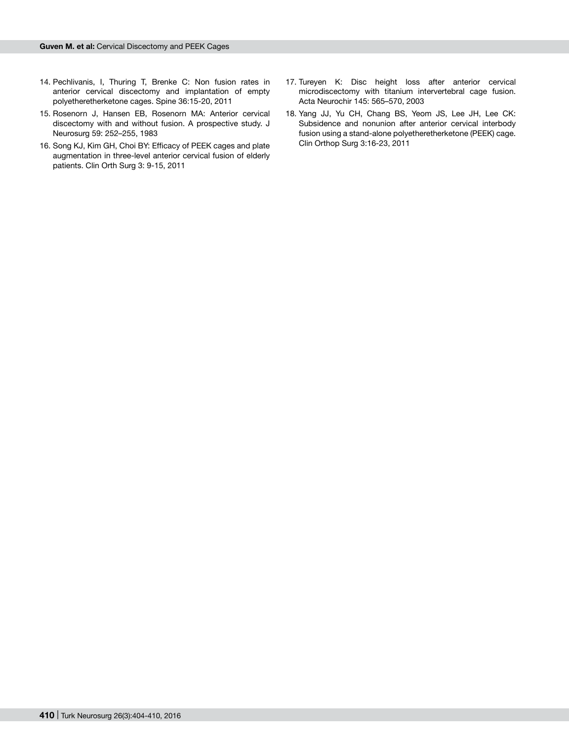14. Pechlivanis, I, Thuring T, Brenke C: Non fusion rates in anterior cervical discectomy and implantation of empty polyetheretherketone cages. Spine 36:15-20, 2011
15. Rosenorn J, Hansen EB, Rosenorn MA: Anterior cervical discectomy with and without fusion. A prospective study. J Neurosurg 59: 252–255, 1983
16. Song KJ, Kim GH, Choi BY: Efficacy of PEEK cages and plate augmentation in three-level anterior cervical fusion of elderly patients. Clin Orth Surg 3: 9-15, 2011
17. Tureyen K: Disc height loss after anterior cervical microdiscectomy with titanium intervertebral cage fusion. Acta Neurochir 145: 565–570, 2003
18. Yang JJ, Yu CH, Chang BS, Yeom JS, Lee JH, Lee CK: Subsidence and nonunion after anterior cervical interbody fusion using a stand-alone polyetheretherketone (PEEK) cage. Clin Orthop Surg 3:16-23, 2011